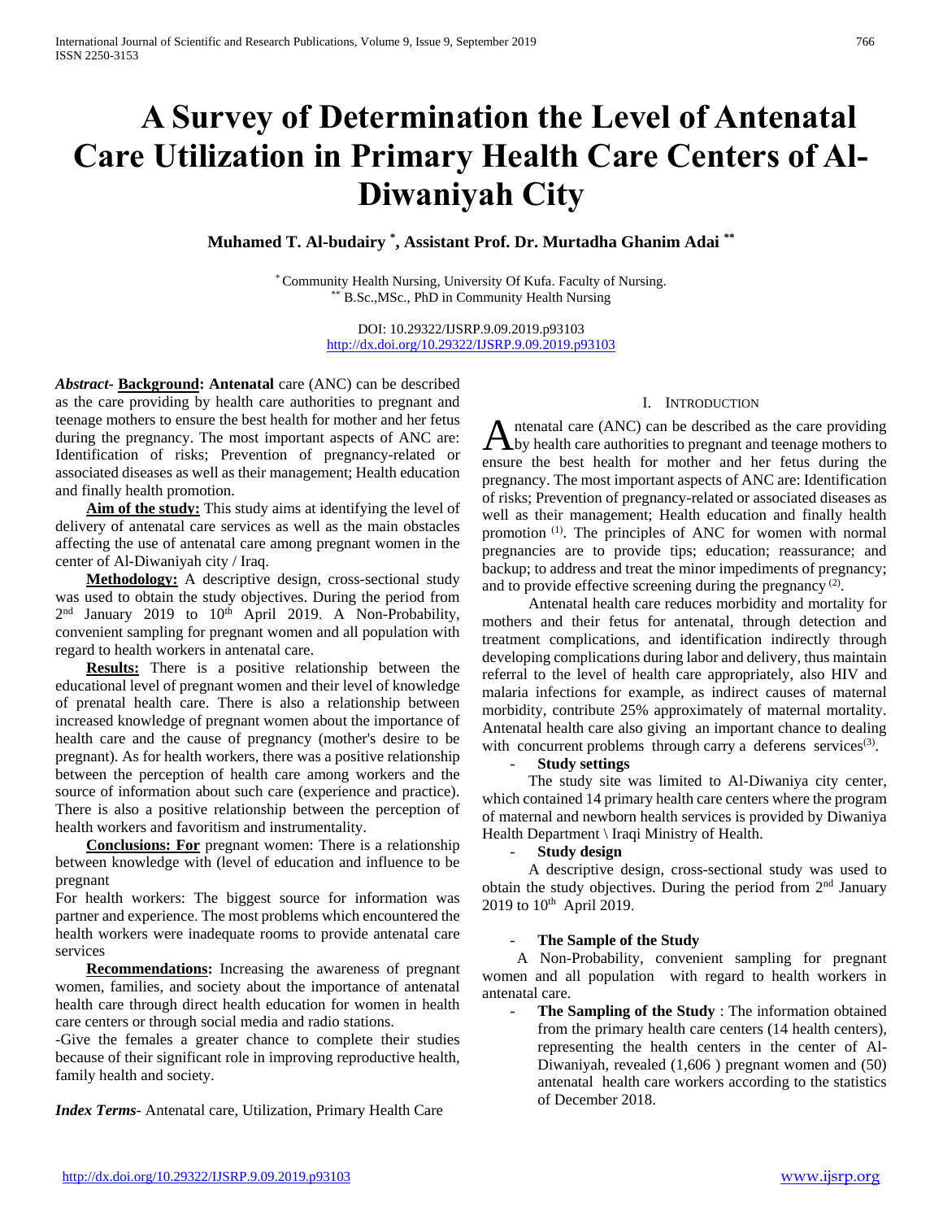# A Survey of Determination the Level of Antenatal Care Utilization in Primary Health Care Centers of Al-Diwaniyah City

**Muhamed T. Al-budairy [*], Assistant Prof. Dr. Murtadha Ghanim Adai [**]**

[*] Community Health Nursing, University Of Kufa. Faculty of Nursing.
[**] B.Sc.,MSc., PhD in Community Health Nursing

DOI: 10.29322/IJSRP.9.09.2019.p93103
http://dx.doi.org/10.29322/IJSRP.9.09.2019.p93103

***Abstract*- Background: Antenatal** care (ANC) can be described as the care providing by health care authorities to pregnant and teenage mothers to ensure the best health for mother and her fetus during the pregnancy. The most important aspects of ANC are: Identification of risks; Prevention of pregnancy-related or associated diseases as well as their management; Health education and finally health promotion.

**Aim of the study:** This study aims at identifying the level of delivery of antenatal care services as well as the main obstacles affecting the use of antenatal care among pregnant women in the center of Al-Diwaniyah city / Iraq.

**Methodology:** A descriptive design, cross-sectional study was used to obtain the study objectives. During the period from 2nd January 2019 to 10th April 2019. A Non-Probability, convenient sampling for pregnant women and all population with regard to health workers in antenatal care.

**Results:** There is a positive relationship between the educational level of pregnant women and their level of knowledge of prenatal health care. There is also a relationship between increased knowledge of pregnant women about the importance of health care and the cause of pregnancy (mother's desire to be pregnant). As for health workers, there was a positive relationship between the perception of health care among workers and the source of information about such care (experience and practice). There is also a positive relationship between the perception of health workers and favoritism and instrumentality.

**Conclusions: For** pregnant women: There is a relationship between knowledge with (level of education and influence to be pregnant

For health workers: The biggest source for information was partner and experience. The most problems which encountered the health workers were inadequate rooms to provide antenatal care services

**Recommendations:** Increasing the awareness of pregnant women, families, and society about the importance of antenatal health care through direct health education for women in health care centers or through social media and radio stations.

-Give the females a greater chance to complete their studies because of their significant role in improving reproductive health, family health and society.

***Index Terms***- Antenatal care, Utilization, Primary Health Care

## I. Introduction

Antenatal care (ANC) can be described as the care providing by health care authorities to pregnant and teenage mothers to ensure the best health for mother and her fetus during the pregnancy. The most important aspects of ANC are: Identification of risks; Prevention of pregnancy-related or associated diseases as well as their management; Health education and finally health promotion [(1)]. The principles of ANC for women with normal pregnancies are to provide tips; education; reassurance; and backup; to address and treat the minor impediments of pregnancy; and to provide effective screening during the pregnancy [(2)].

Antenatal health care reduces morbidity and mortality for mothers and their fetus for antenatal, through detection and treatment complications, and identification indirectly through developing complications during labor and delivery, thus maintain referral to the level of health care appropriately, also HIV and malaria infections for example, as indirect causes of maternal morbidity, contribute 25% approximately of maternal mortality. Antenatal health care also giving an important chance to dealing with concurrent problems through carry a deferens services[(3)].

- **Study settings**

The study site was limited to Al-Diwaniya city center, which contained 14 primary health care centers where the program of maternal and newborn health services is provided by Diwaniya Health Department \ Iraqi Ministry of Health.

- **Study design**

A descriptive design, cross-sectional study was used to obtain the study objectives. During the period from 2nd January 2019 to 10th April 2019.

- **The Sample of the Study**

A Non-Probability, convenient sampling for pregnant women and all population with regard to health workers in antenatal care.

- **The Sampling of the Study** : The information obtained from the primary health care centers (14 health centers), representing the health centers in the center of Al-Diwaniyah, revealed (1,606 ) pregnant women and (50) antenatal health care workers according to the statistics of December 2018.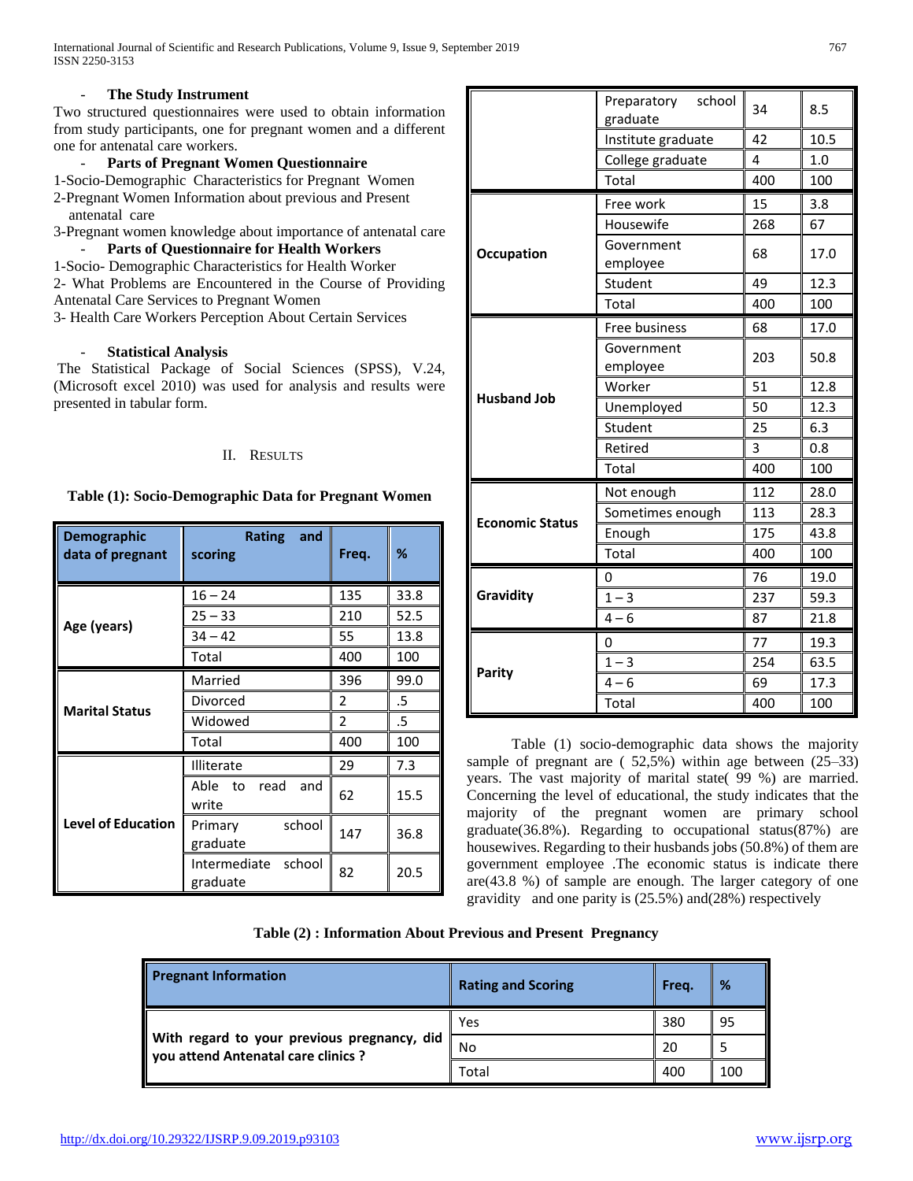- **The Study Instrument**

Two structured questionnaires were used to obtain information from study participants, one for pregnant women and a different one for antenatal care workers.

- **Parts of Pregnant Women Questionnaire**

1-Socio-Demographic Characteristics for Pregnant Women
2-Pregnant Women Information about previous and Present antenatal care
3-Pregnant women knowledge about importance of antenatal care

- **Parts of Questionnaire for Health Workers**

1-Socio- Demographic Characteristics for Health Worker
2- What Problems are Encountered in the Course of Providing Antenatal Care Services to Pregnant Women
3- Health Care Workers Perception About Certain Services

- **Statistical Analysis**

The Statistical Package of Social Sciences (SPSS), V.24, (Microsoft excel 2010) was used for analysis and results were presented in tabular form.

## II. Results

**Table (1): Socio-Demographic Data for Pregnant Women**

| Demographic data of pregnant | Rating and scoring | Freq. | % |
|---|---|---|---|
| Age (years) | 16 – 24 | 135 | 33.8 |
| | 25 – 33 | 210 | 52.5 |
| | 34 – 42 | 55 | 13.8 |
| | Total | 400 | 100 |
| Marital Status | Married | 396 | 99.0 |
| | Divorced | 2 | .5 |
| | Widowed | 2 | .5 |
| | Total | 400 | 100 |
| Level of Education | Illiterate | 29 | 7.3 |
| | Able to read and write | 62 | 15.5 |
| | Primary school graduate | 147 | 36.8 |
| | Intermediate school graduate | 82 | 20.5 |
| | Preparatory school graduate | 34 | 8.5 |
| | Institute graduate | 42 | 10.5 |
| | College graduate | 4 | 1.0 |
| | Total | 400 | 100 |
| Occupation | Free work | 15 | 3.8 |
| | Housewife | 268 | 67 |
| | Government employee | 68 | 17.0 |
| | Student | 49 | 12.3 |
| | Total | 400 | 100 |
| Husband Job | Free business | 68 | 17.0 |
| | Government employee | 203 | 50.8 |
| | Worker | 51 | 12.8 |
| | Unemployed | 50 | 12.3 |
| | Student | 25 | 6.3 |
| | Retired | 3 | 0.8 |
| | Total | 400 | 100 |
| Economic Status | Not enough | 112 | 28.0 |
| | Sometimes enough | 113 | 28.3 |
| | Enough | 175 | 43.8 |
| | Total | 400 | 100 |
| Gravidity | 0 | 76 | 19.0 |
| | 1 – 3 | 237 | 59.3 |
| | 4 – 6 | 87 | 21.8 |
| Parity | 0 | 77 | 19.3 |
| | 1 – 3 | 254 | 63.5 |
| | 4 – 6 | 69 | 17.3 |
| | Total | 400 | 100 |

Table (1) socio-demographic data shows the majority sample of pregnant are ( 52,5%) within age between (25–33) years. The vast majority of marital state( 99 %) are married. Concerning the level of educational, the study indicates that the majority of the pregnant women are primary school graduate(36.8%). Regarding to occupational status(87%) are housewives. Regarding to their husbands jobs (50.8%) of them are government employee .The economic status is indicate there are(43.8 %) of sample are enough. The larger category of one gravidity and one parity is (25.5%) and(28%) respectively

**Table (2) : Information About Previous and Present Pregnancy**

| Pregnant Information | Rating and Scoring | Freq. | % |
|---|---|---|---|
| With regard to your previous pregnancy, did you attend Antenatal care clinics ? | Yes | 380 | 95 |
| | No | 20 | 5 |
| | Total | 400 | 100 |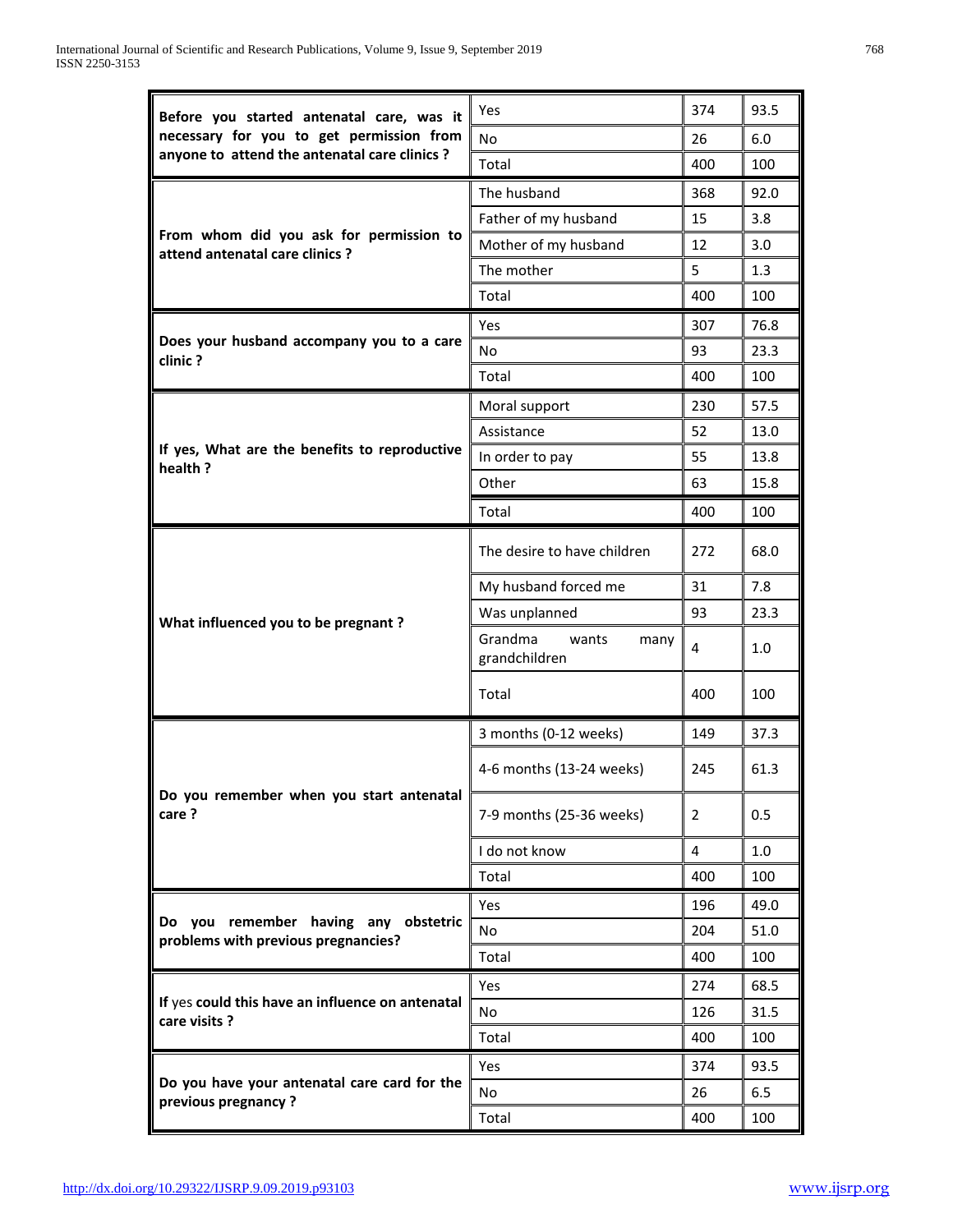| | | | |
|---|---|---|---|
| **Before you started antenatal care, was it necessary for you to get permission from anyone to attend the antenatal care clinics ?** | Yes | 374 | 93.5 |
| | No | 26 | 6.0 |
| | Total | 400 | 100 |
| **From whom did you ask for permission to attend antenatal care clinics ?** | The husband | 368 | 92.0 |
| | Father of my husband | 15 | 3.8 |
| | Mother of my husband | 12 | 3.0 |
| | The mother | 5 | 1.3 |
| | Total | 400 | 100 |
| **Does your husband accompany you to a care clinic ?** | Yes | 307 | 76.8 |
| | No | 93 | 23.3 |
| | Total | 400 | 100 |
| **If yes, What are the benefits to reproductive health ?** | Moral support | 230 | 57.5 |
| | Assistance | 52 | 13.0 |
| | In order to pay | 55 | 13.8 |
| | Other | 63 | 15.8 |
| | Total | 400 | 100 |
| **What influenced you to be pregnant ?** | The desire to have children | 272 | 68.0 |
| | My husband forced me | 31 | 7.8 |
| | Was unplanned | 93 | 23.3 |
| | Grandma wants many grandchildren | 4 | 1.0 |
| | Total | 400 | 100 |
| **Do you remember when you start antenatal care ?** | 3 months (0-12 weeks) | 149 | 37.3 |
| | 4-6 months (13-24 weeks) | 245 | 61.3 |
| | 7-9 months (25-36 weeks) | 2 | 0.5 |
| | I do not know | 4 | 1.0 |
| | Total | 400 | 100 |
| **Do you remember having any obstetric problems with previous pregnancies?** | Yes | 196 | 49.0 |
| | No | 204 | 51.0 |
| | Total | 400 | 100 |
| If yes **could this have an influence on antenatal care visits ?** | Yes | 274 | 68.5 |
| | No | 126 | 31.5 |
| | Total | 400 | 100 |
| **Do you have your antenatal care card for the previous pregnancy ?** | Yes | 374 | 93.5 |
| | No | 26 | 6.5 |
| | Total | 400 | 100 |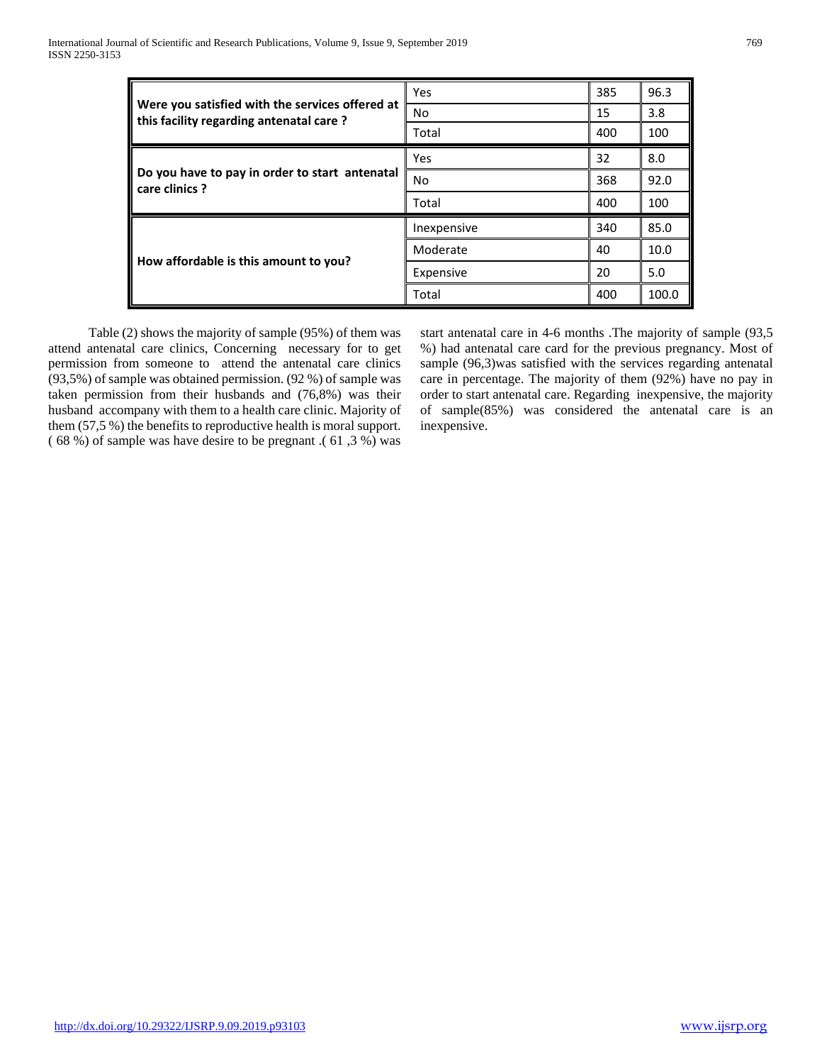| | | | |
|---|---|---|---|
| **Were you satisfied with the services offered at this facility regarding antenatal care ?** | Yes | 385 | 96.3 |
| | No | 15 | 3.8 |
| | Total | 400 | 100 |
| **Do you have to pay in order to start antenatal care clinics ?** | Yes | 32 | 8.0 |
| | No | 368 | 92.0 |
| | Total | 400 | 100 |
| **How affordable is this amount to you?** | Inexpensive | 340 | 85.0 |
| | Moderate | 40 | 10.0 |
| | Expensive | 20 | 5.0 |
| | Total | 400 | 100.0 |

Table (2) shows the majority of sample (95%) of them was attend antenatal care clinics, Concerning necessary for to get permission from someone to attend the antenatal care clinics (93,5%) of sample was obtained permission. (92 %) of sample was taken permission from their husbands and (76,8%) was their husband accompany with them to a health care clinic. Majority of them (57,5 %) the benefits to reproductive health is moral support. ( 68 %) of sample was have desire to be pregnant .( 61 ,3 %) was start antenatal care in 4-6 months .The majority of sample (93,5 %) had antenatal care card for the previous pregnancy. Most of sample (96,3)was satisfied with the services regarding antenatal care in percentage. The majority of them (92%) have no pay in order to start antenatal care. Regarding inexpensive, the majority of sample(85%) was considered the antenatal care is an inexpensive.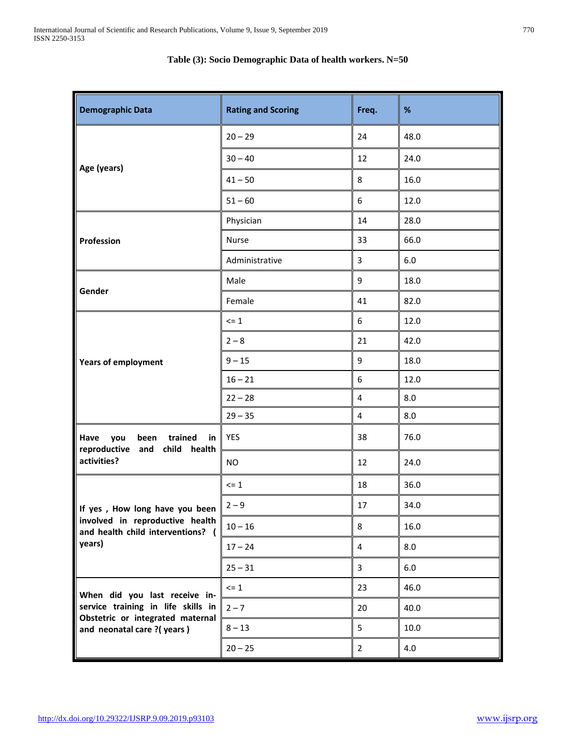**Table (3): Socio Demographic Data of health workers. N=50**

| Demographic Data | Rating and Scoring | Freq. | % |
|---|---|---|---|
| Age (years) | 20 – 29 | 24 | 48.0 |
| | 30 – 40 | 12 | 24.0 |
| | 41 – 50 | 8 | 16.0 |
| | 51 – 60 | 6 | 12.0 |
| Profession | Physician | 14 | 28.0 |
| | Nurse | 33 | 66.0 |
| | Administrative | 3 | 6.0 |
| Gender | Male | 9 | 18.0 |
| | Female | 41 | 82.0 |
| Years of employment | <= 1 | 6 | 12.0 |
| | 2 – 8 | 21 | 42.0 |
| | 9 – 15 | 9 | 18.0 |
| | 16 – 21 | 6 | 12.0 |
| | 22 – 28 | 4 | 8.0 |
| | 29 – 35 | 4 | 8.0 |
| Have you been trained in reproductive and child health activities? | YES | 38 | 76.0 |
| | NO | 12 | 24.0 |
| If yes , How long have you been involved in reproductive health and health child interventions? ( years) | <= 1 | 18 | 36.0 |
| | 2 – 9 | 17 | 34.0 |
| | 10 – 16 | 8 | 16.0 |
| | 17 – 24 | 4 | 8.0 |
| | 25 – 31 | 3 | 6.0 |
| When did you last receive in-service training in life skills in Obstetric or integrated maternal and neonatal care ?( years ) | <= 1 | 23 | 46.0 |
| | 2 – 7 | 20 | 40.0 |
| | 8 – 13 | 5 | 10.0 |
| | 20 – 25 | 2 | 4.0 |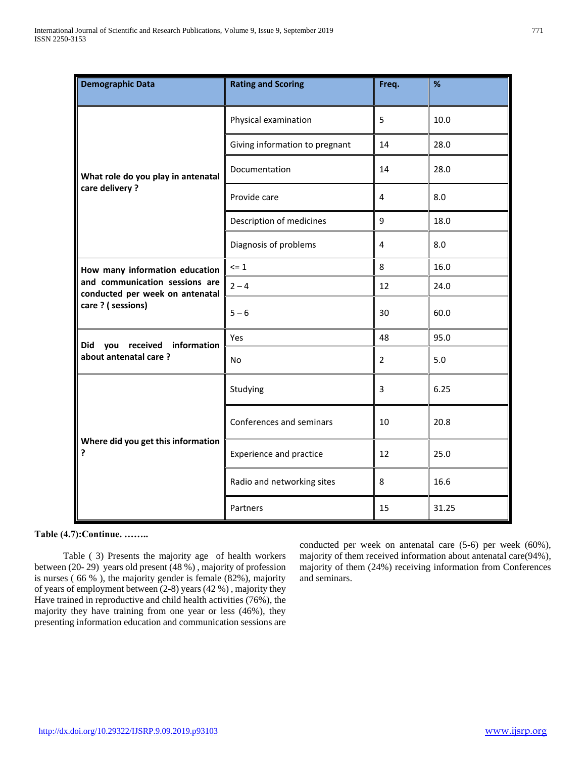| Demographic Data | Rating and Scoring | Freq. | % |
|---|---|---|---|
| What role do you play in antenatal care delivery ? | Physical examination | 5 | 10.0 |
| | Giving information to pregnant | 14 | 28.0 |
| | Documentation | 14 | 28.0 |
| | Provide care | 4 | 8.0 |
| | Description of medicines | 9 | 18.0 |
| | Diagnosis of problems | 4 | 8.0 |
| How many information education and communication sessions are conducted per week on antenatal care ? ( sessions) | <= 1 | 8 | 16.0 |
| | 2 – 4 | 12 | 24.0 |
| | 5 – 6 | 30 | 60.0 |
| Did you received information about antenatal care ? | Yes | 48 | 95.0 |
| | No | 2 | 5.0 |
| Where did you get this information ? | Studying | 3 | 6.25 |
| | Conferences and seminars | 10 | 20.8 |
| | Experience and practice | 12 | 25.0 |
| | Radio and networking sites | 8 | 16.6 |
| | Partners | 15 | 31.25 |

**Table (4.7):Continue. ……..**

Table ( 3) Presents the majority age of health workers between (20- 29) years old present (48 %) , majority of profession is nurses ( 66 % ), the majority gender is female (82%), majority of years of employment between (2-8) years (42 %) , majority they Have trained in reproductive and child health activities (76%), the majority they have training from one year or less (46%), they presenting information education and communication sessions are conducted per week on antenatal care (5-6) per week (60%), majority of them received information about antenatal care(94%), majority of them (24%) receiving information from Conferences and seminars.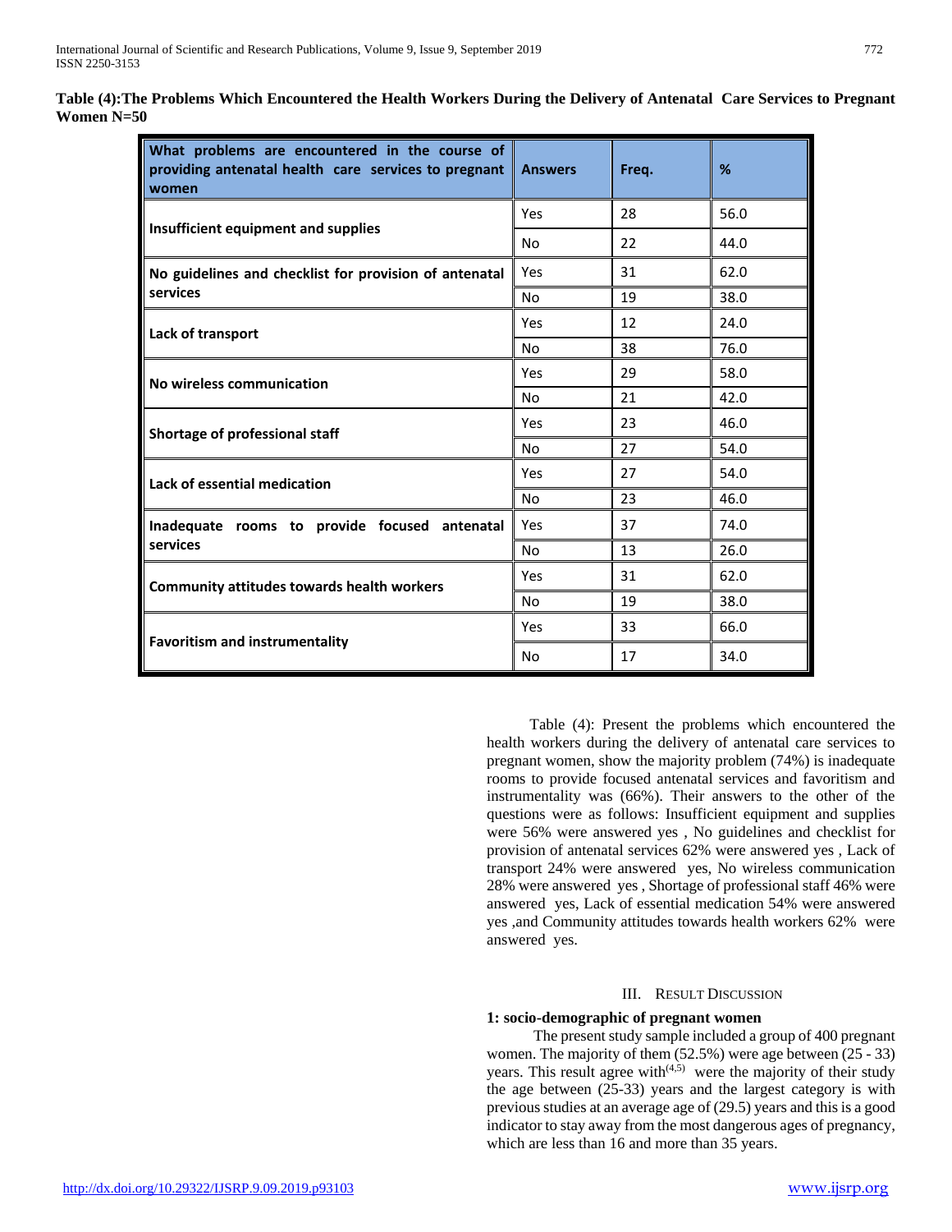**Table (4):The Problems Which Encountered the Health Workers During the Delivery of Antenatal Care Services to Pregnant Women N=50**

| What problems are encountered in the course of providing antenatal health care services to pregnant women | Answers | Freq. | % |
|---|---|---|---|
| Insufficient equipment and supplies | Yes | 28 | 56.0 |
| | No | 22 | 44.0 |
| No guidelines and checklist for provision of antenatal services | Yes | 31 | 62.0 |
| | No | 19 | 38.0 |
| Lack of transport | Yes | 12 | 24.0 |
| | No | 38 | 76.0 |
| No wireless communication | Yes | 29 | 58.0 |
| | No | 21 | 42.0 |
| Shortage of professional staff | Yes | 23 | 46.0 |
| | No | 27 | 54.0 |
| Lack of essential medication | Yes | 27 | 54.0 |
| | No | 23 | 46.0 |
| Inadequate rooms to provide focused antenatal services | Yes | 37 | 74.0 |
| | No | 13 | 26.0 |
| Community attitudes towards health workers | Yes | 31 | 62.0 |
| | No | 19 | 38.0 |
| Favoritism and instrumentality | Yes | 33 | 66.0 |
| | No | 17 | 34.0 |

Table (4): Present the problems which encountered the health workers during the delivery of antenatal care services to pregnant women, show the majority problem (74%) is inadequate rooms to provide focused antenatal services and favoritism and instrumentality was (66%). Their answers to the other of the questions were as follows: Insufficient equipment and supplies were 56% were answered yes , No guidelines and checklist for provision of antenatal services 62% were answered yes , Lack of transport 24% were answered yes, No wireless communication 28% were answered yes , Shortage of professional staff 46% were answered yes, Lack of essential medication 54% were answered yes ,and Community attitudes towards health workers 62% were answered yes.

## III. Result Discussion

**1: socio-demographic of pregnant women**

The present study sample included a group of 400 pregnant women. The majority of them (52.5%) were age between (25 - 33) years. This result agree with[4,5] were the majority of their study the age between (25-33) years and the largest category is with previous studies at an average age of (29.5) years and this is a good indicator to stay away from the most dangerous ages of pregnancy, which are less than 16 and more than 35 years.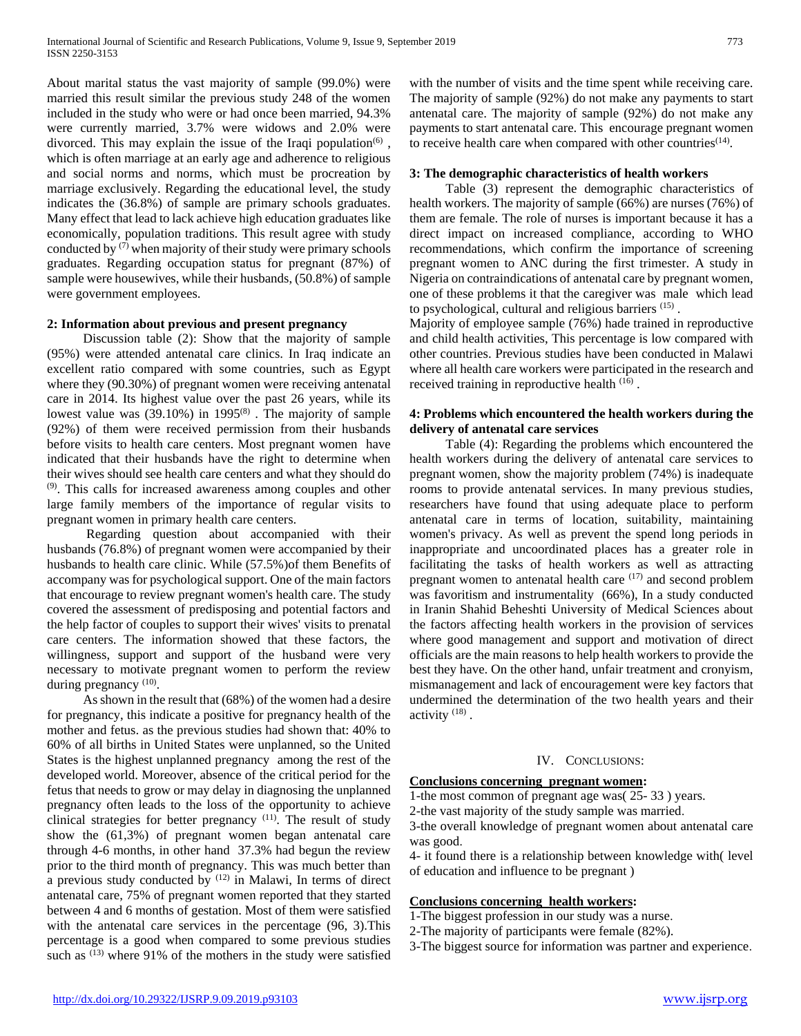About marital status the vast majority of sample (99.0%) were married this result similar the previous study 248 of the women included in the study who were or had once been married, 94.3% were currently married, 3.7% were widows and 2.0% were divorced. This may explain the issue of the Iraqi population[6] , which is often marriage at an early age and adherence to religious and social norms and norms, which must be procreation by marriage exclusively. Regarding the educational level, the study indicates the (36.8%) of sample are primary schools graduates. Many effect that lead to lack achieve high education graduates like economically, population traditions. This result agree with study conducted by [7] when majority of their study were primary schools graduates. Regarding occupation status for pregnant (87%) of sample were housewives, while their husbands, (50.8%) of sample were government employees.

### 2: Information about previous and present pregnancy

Discussion table (2): Show that the majority of sample (95%) were attended antenatal care clinics. In Iraq indicate an excellent ratio compared with some countries, such as Egypt where they (90.30%) of pregnant women were receiving antenatal care in 2014. Its highest value over the past 26 years, while its lowest value was (39.10%) in 1995[8] . The majority of sample (92%) of them were received permission from their husbands before visits to health care centers. Most pregnant women have indicated that their husbands have the right to determine when their wives should see health care centers and what they should do [9]. This calls for increased awareness among couples and other large family members of the importance of regular visits to pregnant women in primary health care centers.

Regarding question about accompanied with their husbands (76.8%) of pregnant women were accompanied by their husbands to health care clinic. While (57.5%)of them Benefits of accompany was for psychological support. One of the main factors that encourage to review pregnant women's health care. The study covered the assessment of predisposing and potential factors and the help factor of couples to support their wives' visits to prenatal care centers. The information showed that these factors, the willingness, support and support of the husband were very necessary to motivate pregnant women to perform the review during pregnancy [10].

As shown in the result that (68%) of the women had a desire for pregnancy, this indicate a positive for pregnancy health of the mother and fetus. as the previous studies had shown that: 40% to 60% of all births in United States were unplanned, so the United States is the highest unplanned pregnancy among the rest of the developed world. Moreover, absence of the critical period for the fetus that needs to grow or may delay in diagnosing the unplanned pregnancy often leads to the loss of the opportunity to achieve clinical strategies for better pregnancy [11]. The result of study show the (61,3%) of pregnant women began antenatal care through 4-6 months, in other hand 37.3% had begun the review prior to the third month of pregnancy. This was much better than a previous study conducted by [12] in Malawi, In terms of direct antenatal care, 75% of pregnant women reported that they started between 4 and 6 months of gestation. Most of them were satisfied with the antenatal care services in the percentage (96, 3).This percentage is a good when compared to some previous studies such as [13] where 91% of the mothers in the study were satisfied with the number of visits and the time spent while receiving care. The majority of sample (92%) do not make any payments to start antenatal care. The majority of sample (92%) do not make any payments to start antenatal care. This encourage pregnant women to receive health care when compared with other countries[14].

### 3: The demographic characteristics of health workers

Table (3) represent the demographic characteristics of health workers. The majority of sample (66%) are nurses (76%) of them are female. The role of nurses is important because it has a direct impact on increased compliance, according to WHO recommendations, which confirm the importance of screening pregnant women to ANC during the first trimester. A study in Nigeria on contraindications of antenatal care by pregnant women, one of these problems it that the caregiver was male which lead to psychological, cultural and religious barriers [15] .

Majority of employee sample (76%) hade trained in reproductive and child health activities, This percentage is low compared with other countries. Previous studies have been conducted in Malawi where all health care workers were participated in the research and received training in reproductive health [16] .

### 4: Problems which encountered the health workers during the delivery of antenatal care services

Table (4): Regarding the problems which encountered the health workers during the delivery of antenatal care services to pregnant women, show the majority problem (74%) is inadequate rooms to provide antenatal services. In many previous studies, researchers have found that using adequate place to perform antenatal care in terms of location, suitability, maintaining women's privacy. As well as prevent the spend long periods in inappropriate and uncoordinated places has a greater role in facilitating the tasks of health workers as well as attracting pregnant women to antenatal health care [17] and second problem was favoritism and instrumentality (66%), In a study conducted in Iranin Shahid Beheshti University of Medical Sciences about the factors affecting health workers in the provision of services where good management and support and motivation of direct officials are the main reasons to help health workers to provide the best they have. On the other hand, unfair treatment and cronyism, mismanagement and lack of encouragement were key factors that undermined the determination of the two health years and their activity [18] .

## IV. Conclusions:

**Conclusions concerning pregnant women:**

1-the most common of pregnant age was( 25- 33 ) years.

2-the vast majority of the study sample was married.

3-the overall knowledge of pregnant women about antenatal care was good.

4- it found there is a relationship between knowledge with( level of education and influence to be pregnant )

**Conclusions concerning health workers:**

1-The biggest profession in our study was a nurse.

2-The majority of participants were female (82%).

3-The biggest source for information was partner and experience.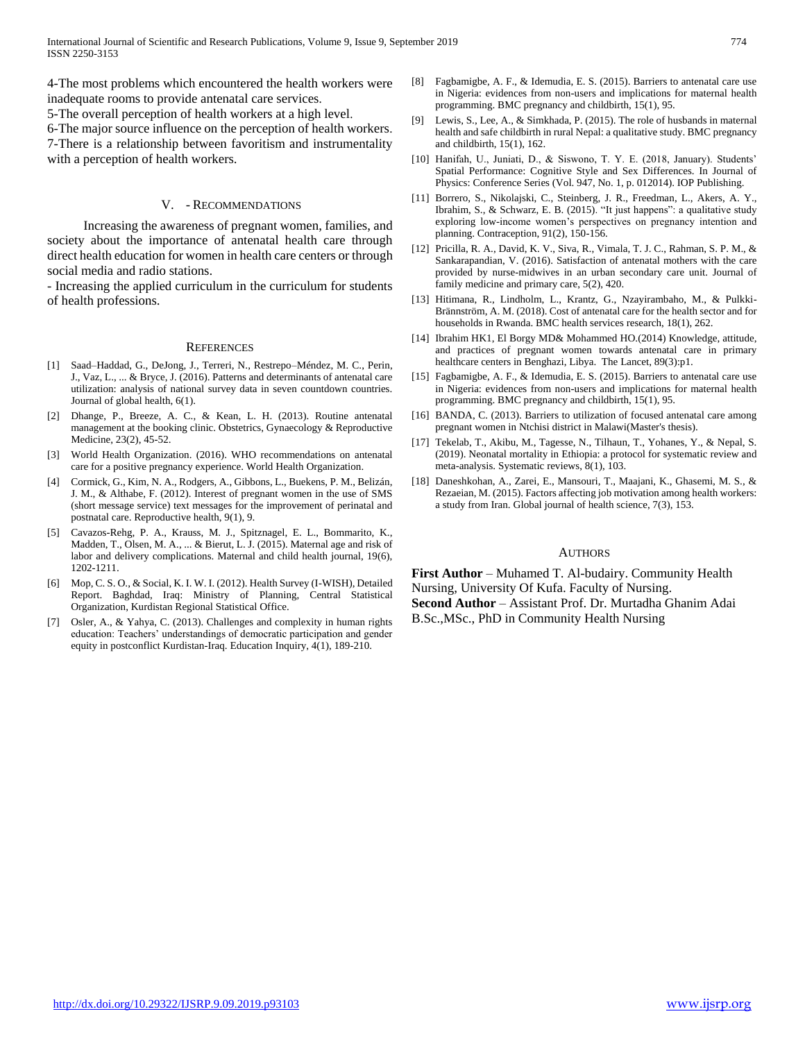4-The most problems which encountered the health workers were inadequate rooms to provide antenatal care services.
5-The overall perception of health workers at a high level.
6-The major source influence on the perception of health workers.
7-There is a relationship between favoritism and instrumentality with a perception of health workers.

## V. - RECOMMENDATIONS

Increasing the awareness of pregnant women, families, and society about the importance of antenatal health care through direct health education for women in health care centers or through social media and radio stations.

- Increasing the applied curriculum in the curriculum for students of health professions.

## REFERENCES

[1] Saad–Haddad, G., DeJong, J., Terreri, N., Restrepo–Méndez, M. C., Perin, J., Vaz, L., ... & Bryce, J. (2016). Patterns and determinants of antenatal care utilization: analysis of national survey data in seven countdown countries. Journal of global health, 6(1).

[2] Dhange, P., Breeze, A. C., & Kean, L. H. (2013). Routine antenatal management at the booking clinic. Obstetrics, Gynaecology & Reproductive Medicine, 23(2), 45-52.

[3] World Health Organization. (2016). WHO recommendations on antenatal care for a positive pregnancy experience. World Health Organization.

[4] Cormick, G., Kim, N. A., Rodgers, A., Gibbons, L., Buekens, P. M., Belizán, J. M., & Althabe, F. (2012). Interest of pregnant women in the use of SMS (short message service) text messages for the improvement of perinatal and postnatal care. Reproductive health, 9(1), 9.

[5] Cavazos-Rehg, P. A., Krauss, M. J., Spitznagel, E. L., Bommarito, K., Madden, T., Olsen, M. A., ... & Bierut, L. J. (2015). Maternal age and risk of labor and delivery complications. Maternal and child health journal, 19(6), 1202-1211.

[6] Mop, C. S. O., & Social, K. I. W. I. (2012). Health Survey (I-WISH), Detailed Report. Baghdad, Iraq: Ministry of Planning, Central Statistical Organization, Kurdistan Regional Statistical Office.

[7] Osler, A., & Yahya, C. (2013). Challenges and complexity in human rights education: Teachers' understandings of democratic participation and gender equity in postconflict Kurdistan-Iraq. Education Inquiry, 4(1), 189-210.

[8] Fagbamigbe, A. F., & Idemudia, E. S. (2015). Barriers to antenatal care use in Nigeria: evidences from non-users and implications for maternal health programming. BMC pregnancy and childbirth, 15(1), 95.

[9] Lewis, S., Lee, A., & Simkhada, P. (2015). The role of husbands in maternal health and safe childbirth in rural Nepal: a qualitative study. BMC pregnancy and childbirth, 15(1), 162.

[10] Hanifah, U., Juniati, D., & Siswono, T. Y. E. (2018, January). Students' Spatial Performance: Cognitive Style and Sex Differences. In Journal of Physics: Conference Series (Vol. 947, No. 1, p. 012014). IOP Publishing.

[11] Borrero, S., Nikolajski, C., Steinberg, J. R., Freedman, L., Akers, A. Y., Ibrahim, S., & Schwarz, E. B. (2015). "It just happens": a qualitative study exploring low-income women's perspectives on pregnancy intention and planning. Contraception, 91(2), 150-156.

[12] Pricilla, R. A., David, K. V., Siva, R., Vimala, T. J. C., Rahman, S. P. M., & Sankarapandian, V. (2016). Satisfaction of antenatal mothers with the care provided by nurse-midwives in an urban secondary care unit. Journal of family medicine and primary care, 5(2), 420.

[13] Hitimana, R., Lindholm, L., Krantz, G., Nzayirambaho, M., & Pulkki-Brännström, A. M. (2018). Cost of antenatal care for the health sector and for households in Rwanda. BMC health services research, 18(1), 262.

[14] Ibrahim HK1, El Borgy MD& Mohammed HO.(2014) Knowledge, attitude, and practices of pregnant women towards antenatal care in primary healthcare centers in Benghazi, Libya. The Lancet, 89(3):p1.

[15] Fagbamigbe, A. F., & Idemudia, E. S. (2015). Barriers to antenatal care use in Nigeria: evidences from non-users and implications for maternal health programming. BMC pregnancy and childbirth, 15(1), 95.

[16] BANDA, C. (2013). Barriers to utilization of focused antenatal care among pregnant women in Ntchisi district in Malawi(Master's thesis).

[17] Tekelab, T., Akibu, M., Tagesse, N., Tilhaun, T., Yohanes, Y., & Nepal, S. (2019). Neonatal mortality in Ethiopia: a protocol for systematic review and meta-analysis. Systematic reviews, 8(1), 103.

[18] Daneshkohan, A., Zarei, E., Mansouri, T., Maajani, K., Ghasemi, M. S., & Rezaeian, M. (2015). Factors affecting job motivation among health workers: a study from Iran. Global journal of health science, 7(3), 153.

## AUTHORS

**First Author** – Muhamed T. Al-budairy. Community Health Nursing, University Of Kufa. Faculty of Nursing.
**Second Author** – Assistant Prof. Dr. Murtadha Ghanim Adai B.Sc.,MSc., PhD in Community Health Nursing